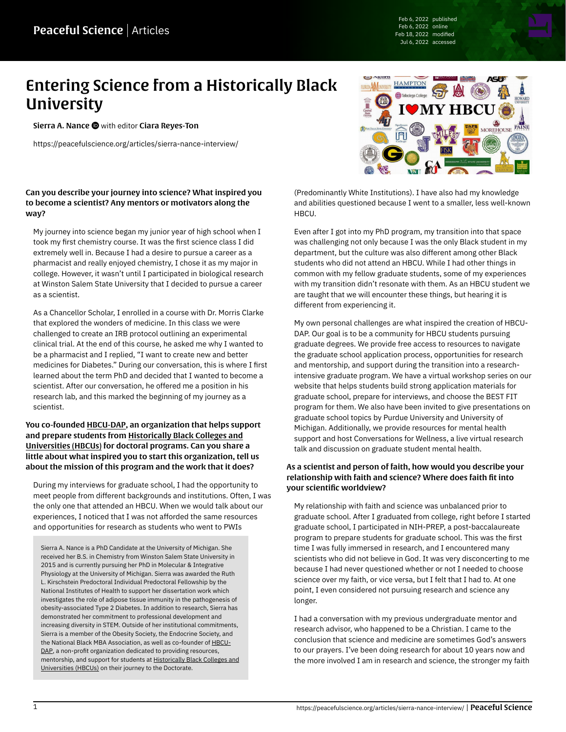# Entering Science from a Historically Black University

**Sierra A. Nance** with editor **Ciara Reyes-Ton**

https://peacefulscience.org/articles/sierra-nance-interview/

### Can you describe your journey into science? What inspired you to become a scientist? Any mentors or motivators along the way?

My journey into science began my junior year of high school when I took my first chemistry course. It was the first science class I did extremely well in. Because I had a desire to pursue a career as a pharmacist and really enjoyed chemistry, I chose it as my major in college. However, it wasn't until I participated in biological research at Winston Salem State University that I decided to pursue a career as a scientist.

As a Chancellor Scholar, I enrolled in a course with Dr. Morris Clarke that explored the wonders of medicine. In this class we were challenged to create an IRB protocol outlining an experimental clinical trial. At the end of this course, he asked me why I wanted to be a pharmacist and I replied, "I want to create new and better medicines for Diabetes." During our conversation, this is where I first learned about the term PhD and decided that I wanted to become a scientist. After our conversation, he offered me a position in his research lab, and this marked the beginning of my journey as a scientist.

### You co-founded HBCU-DAP, an organization that helps support and prepare students from Historically Black Colleges and Universities (HBCUs) for doctoral programs. Can you share a little about what inspired you to start this organization, tell us about the mission of this program and the work that it does?

During my interviews for graduate school, I had the opportunity to meet people from different backgrounds and institutions. Often, I was the only one that attended an HBCU. When we would talk about our experiences, I noticed that I was not afforded the same resources and opportunities for research as students who went to PWIs (Predominantly White Institutions). I have also had my knowledge and abilities questioned because I went to a smaller, less well-known HBCU.

> Sierra A. Nance is a PhD Candidate at the University of Michigan. She received her B.S. in Chemistry from Winston Salem State University in 2015 and is currently pursuing her PhD in Molecular & Integrative Physiology at the University of Michigan. Sierra was awarded the Ruth L. Kirschstein Predoctoral Individual Predoctoral Fellowship by the National Institutes of Health to support her dissertation work which investigates the role of adipose tissue immunity in the pathogenesis of obesity-associated Type 2 Diabetes. In addition to research, Sierra has demonstrated her commitment to professional development and increasing diversity in STEM. Outside of her institutional commitments, Sierra is a member of the Obesity Society, the Endocrine Society, and the National Black MBA Association, as well as co-founder of HBCU-DAP, a non-profit organization dedicated to providing resources, mentorship, and support for students at Historically Black Colleges and Universities (HBCUs) on their journey to the Doctorate.

Even after I got into my PhD program, my transition into that space was challenging not only because I was the only Black student in my department, but the culture was also different among other Black students who did not attend an HBCU. While I had other things in common with my fellow graduate students, some of my experiences with my transition didn't resonate with them. As an HBCU student we are taught that we will encounter these things, but hearing it is different from experiencing it.

My own personal challenges are what inspired the creation of HBCU-DAP. Our goal is to be a community for HBCU students pursuing graduate degrees. We provide free access to resources to navigate the graduate school application process, opportunities for research and mentorship, and support during the transition into a research-intensive graduate program. We have a virtual workshop series on our website that helps students build strong application materials for graduate school, prepare for interviews, and choose the BEST FIT program for them. We also have been invited to give presentations on graduate school topics by Purdue University and University of Michigan. Additionally, we provide resources for mental health support and host Conversations for Wellness, a live virtual research talk and discussion on graduate student mental health.

### As a scientist and person of faith, how would you describe your relationship with faith and science? Where does faith fit into your scientific worldview?

My relationship with faith and science was unbalanced prior to graduate school. After I graduated from college, right before I started graduate school, I participated in NIH-PREP, a post-baccalaureate program to prepare students for graduate school. This was the first time I was fully immersed in research, and I encountered many scientists who did not believe in God. It was very disconcerting to me because I had never questioned whether or not I needed to choose science over my faith, or vice versa, but I felt that I had to. At one point, I even considered not pursuing research and science any longer.

I had a conversation with my previous undergraduate mentor and research advisor, who happened to be a Christian. I came to the conclusion that science and medicine are sometimes God's answers to our prayers. I've been doing research for about 10 years now and the more involved I am in research and science, the stronger my faith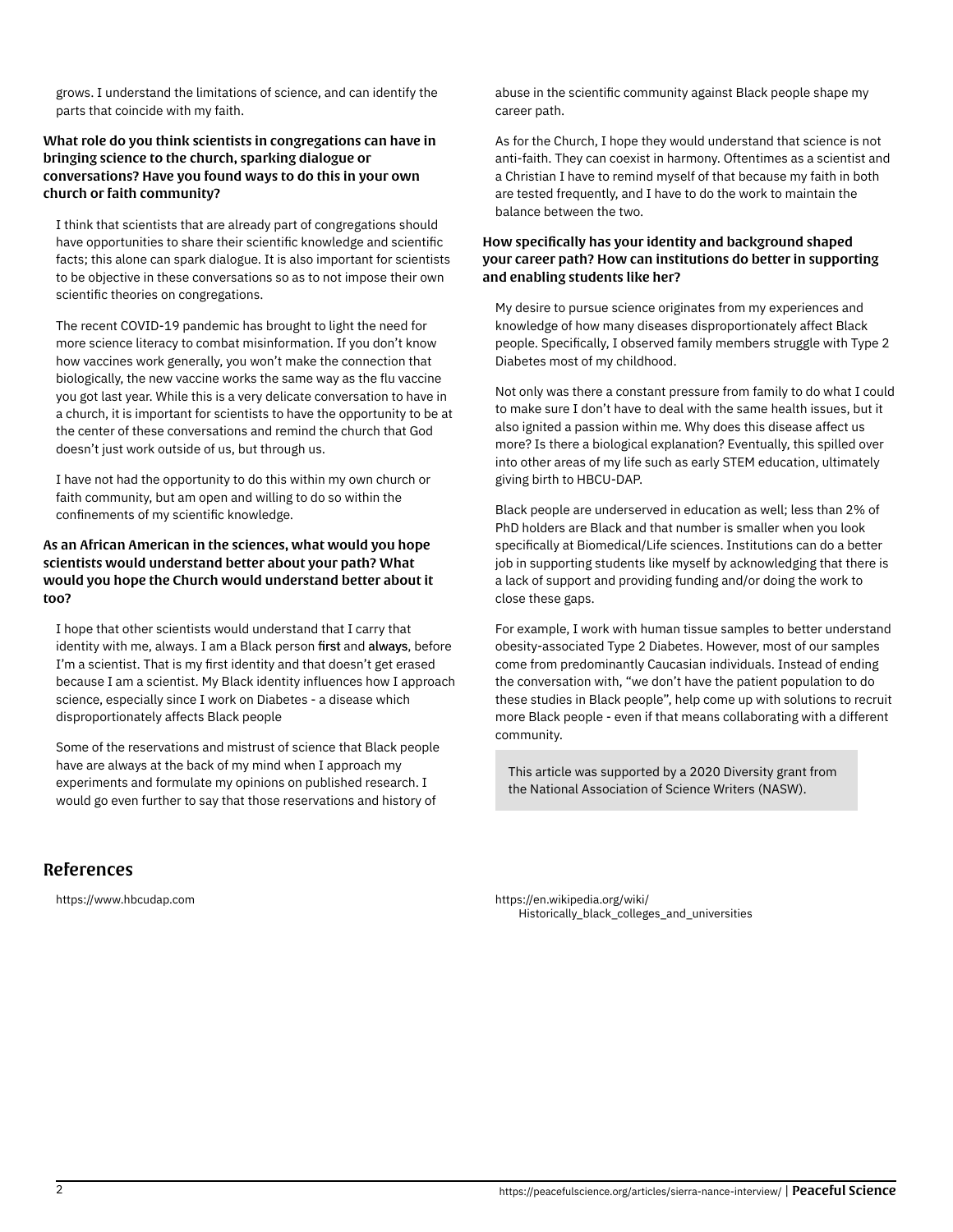grows. I understand the limitations of science, and can identify the parts that coincide with my faith.

**What role do you think scientists in congregations can have in bringing science to the church, sparking dialogue or conversations? Have you found ways to do this in your own church or faith community?**

I think that scientists that are already part of congregations should have opportunities to share their scientific knowledge and scientific facts; this alone can spark dialogue. It is also important for scientists to be objective in these conversations so as to not impose their own scientific theories on congregations.

The recent COVID-19 pandemic has brought to light the need for more science literacy to combat misinformation. If you don't know how vaccines work generally, you won't make the connection that biologically, the new vaccine works the same way as the flu vaccine you got last year. While this is a very delicate conversation to have in a church, it is important for scientists to have the opportunity to be at the center of these conversations and remind the church that God doesn't just work outside of us, but through us.

I have not had the opportunity to do this within my own church or faith community, but am open and willing to do so within the confinements of my scientific knowledge.

**As an African American in the sciences, what would you hope scientists would understand better about your path? What would you hope the Church would understand better about it too?**

I hope that other scientists would understand that I carry that identity with me, always. I am a Black person first and always, before I'm a scientist. That is my first identity and that doesn't get erased because I am a scientist. My Black identity influences how I approach science, especially since I work on Diabetes - a disease which disproportionately affects Black people

Some of the reservations and mistrust of science that Black people have are always at the back of my mind when I approach my experiments and formulate my opinions on published research. I would go even further to say that those reservations and history of abuse in the scientific community against Black people shape my career path.

As for the Church, I hope they would understand that science is not anti-faith. They can coexist in harmony. Oftentimes as a scientist and a Christian I have to remind myself of that because my faith in both are tested frequently, and I have to do the work to maintain the balance between the two.

**How specifically has your identity and background shaped your career path? How can institutions do better in supporting and enabling students like her?**

My desire to pursue science originates from my experiences and knowledge of how many diseases disproportionately affect Black people. Specifically, I observed family members struggle with Type 2 Diabetes most of my childhood.

Not only was there a constant pressure from family to do what I could to make sure I don't have to deal with the same health issues, but it also ignited a passion within me. Why does this disease affect us more? Is there a biological explanation? Eventually, this spilled over into other areas of my life such as early STEM education, ultimately giving birth to HBCU-DAP.

Black people are underserved in education as well; less than 2% of PhD holders are Black and that number is smaller when you look specifically at Biomedical/Life sciences. Institutions can do a better job in supporting students like myself by acknowledging that there is a lack of support and providing funding and/or doing the work to close these gaps.

For example, I work with human tissue samples to better understand obesity-associated Type 2 Diabetes. However, most of our samples come from predominantly Caucasian individuals. Instead of ending the conversation with, "we don't have the patient population to do these studies in Black people", help come up with solutions to recruit more Black people - even if that means collaborating with a different community.

This article was supported by a 2020 Diversity grant from the National Association of Science Writers (NASW).

## References

https://www.hbcudap.com

https://en.wikipedia.org/wiki/Historically_black_colleges_and_universities